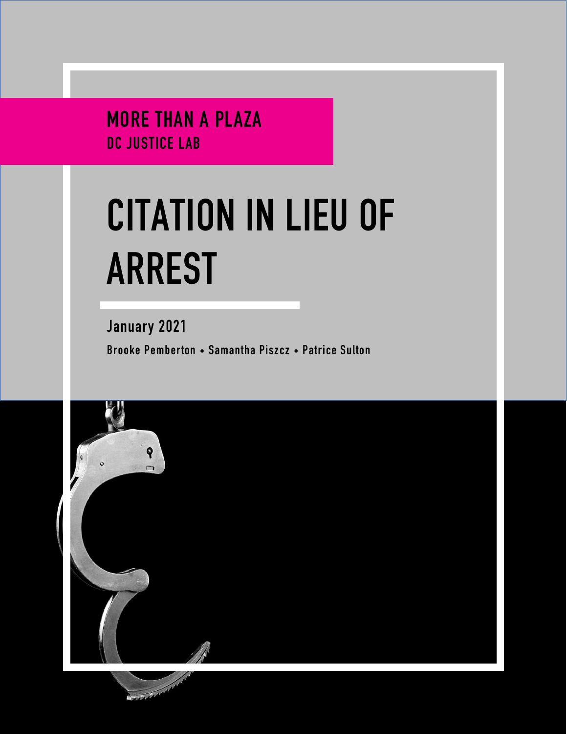**MORE THAN A PLAZA**
**DC JUSTICE LAB**

# CITATION IN LIEU OF ARREST

**January 2021**

**Brooke Pemberton • Samantha Piszcz • Patrice Sulton**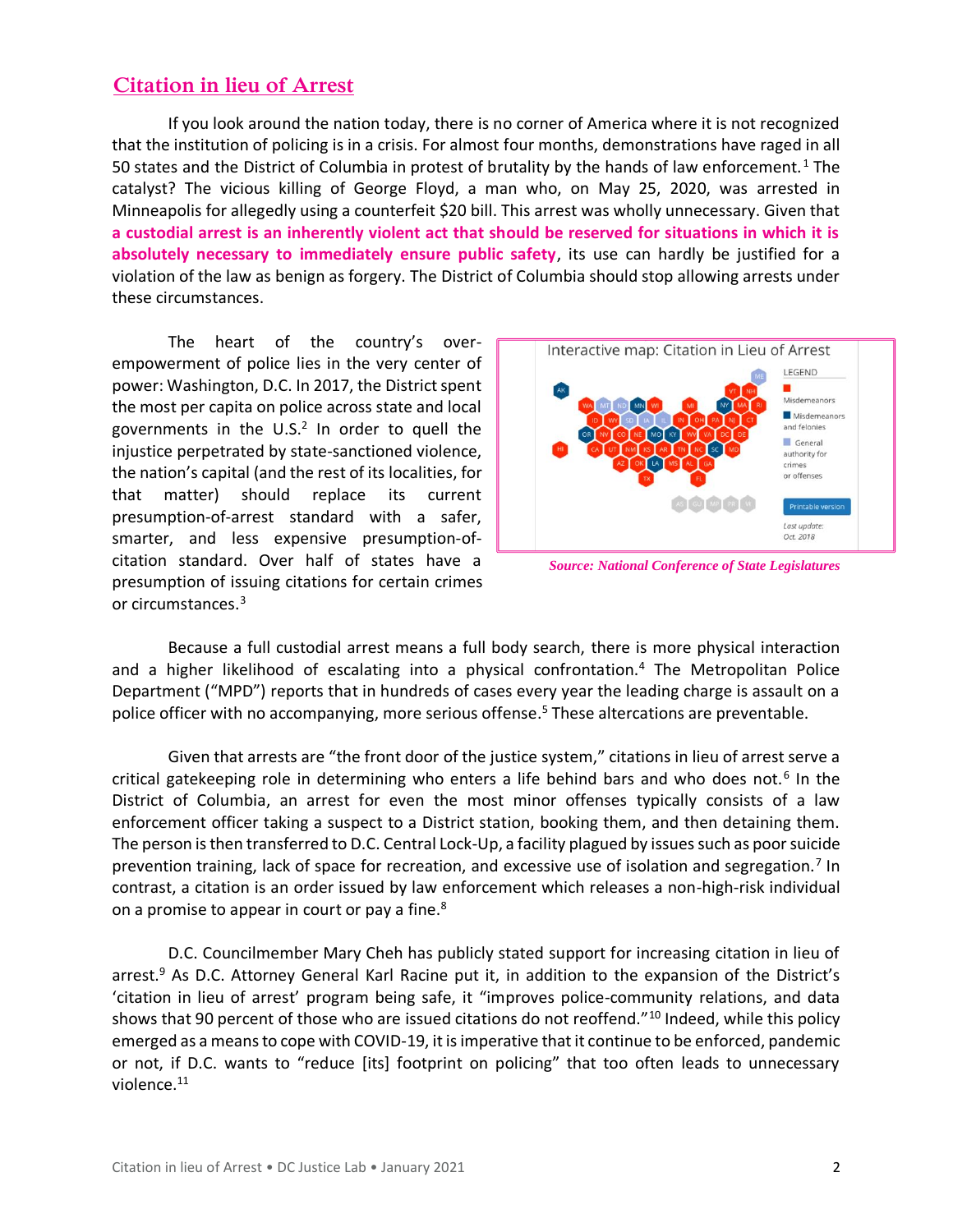## Citation in lieu of Arrest

If you look around the nation today, there is no corner of America where it is not recognized that the institution of policing is in a crisis. For almost four months, demonstrations have raged in all 50 states and the District of Columbia in protest of brutality by the hands of law enforcement.[1] The catalyst? The vicious killing of George Floyd, a man who, on May 25, 2020, was arrested in Minneapolis for allegedly using a counterfeit $20 bill. This arrest was wholly unnecessary. Given that **a custodial arrest is an inherently violent act that should be reserved for situations in which it is absolutely necessary to immediately ensure public safety**, its use can hardly be justified for a violation of the law as benign as forgery. The District of Columbia should stop allowing arrests under these circumstances.

The heart of the country's over-empowerment of police lies in the very center of power: Washington, D.C. In 2017, the District spent the most per capita on police across state and local governments in the U.S.[2] In order to quell the injustice perpetrated by state-sanctioned violence, the nation's capital (and the rest of its localities, for that matter) should replace its current presumption-of-arrest standard with a safer, smarter, and less expensive presumption-of-citation standard. Over half of states have a presumption of issuing citations for certain crimes or circumstances.[3]

*Source: National Conference of State Legislatures*

Because a full custodial arrest means a full body search, there is more physical interaction and a higher likelihood of escalating into a physical confrontation.[4] The Metropolitan Police Department ("MPD") reports that in hundreds of cases every year the leading charge is assault on a police officer with no accompanying, more serious offense.[5] These altercations are preventable.

Given that arrests are "the front door of the justice system," citations in lieu of arrest serve a critical gatekeeping role in determining who enters a life behind bars and who does not.[6] In the District of Columbia, an arrest for even the most minor offenses typically consists of a law enforcement officer taking a suspect to a District station, booking them, and then detaining them. The person is then transferred to D.C. Central Lock-Up, a facility plagued by issues such as poor suicide prevention training, lack of space for recreation, and excessive use of isolation and segregation.[7] In contrast, a citation is an order issued by law enforcement which releases a non-high-risk individual on a promise to appear in court or pay a fine.[8]

D.C. Councilmember Mary Cheh has publicly stated support for increasing citation in lieu of arrest.[9] As D.C. Attorney General Karl Racine put it, in addition to the expansion of the District's 'citation in lieu of arrest' program being safe, it "improves police-community relations, and data shows that 90 percent of those who are issued citations do not reoffend."[10] Indeed, while this policy emerged as a means to cope with COVID-19, it is imperative that it continue to be enforced, pandemic or not, if D.C. wants to "reduce [its] footprint on policing" that too often leads to unnecessary violence.[11]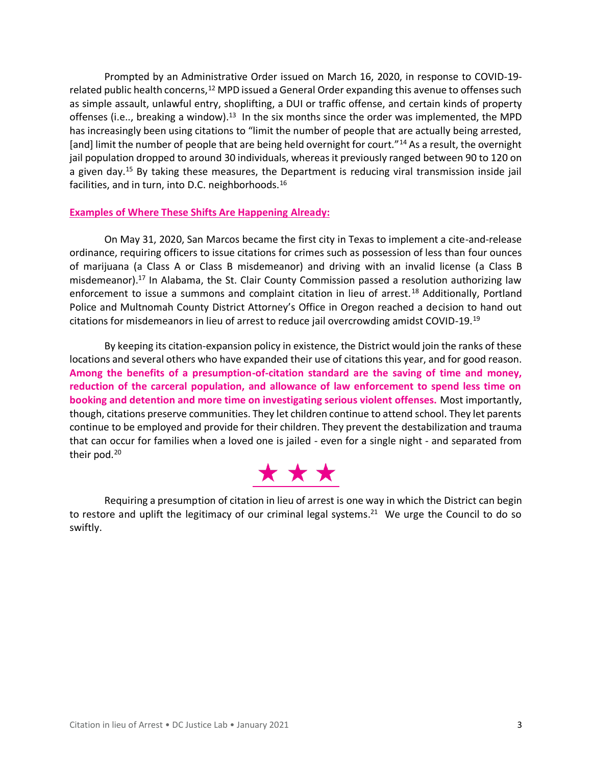Prompted by an Administrative Order issued on March 16, 2020, in response to COVID-19-related public health concerns,[12] MPD issued a General Order expanding this avenue to offenses such as simple assault, unlawful entry, shoplifting, a DUI or traffic offense, and certain kinds of property offenses (i.e.., breaking a window).[13] In the six months since the order was implemented, the MPD has increasingly been using citations to "limit the number of people that are actually being arrested, [and] limit the number of people that are being held overnight for court."[14] As a result, the overnight jail population dropped to around 30 individuals, whereas it previously ranged between 90 to 120 on a given day.[15] By taking these measures, the Department is reducing viral transmission inside jail facilities, and in turn, into D.C. neighborhoods.[16]

**Examples of Where These Shifts Are Happening Already:**

On May 31, 2020, San Marcos became the first city in Texas to implement a cite-and-release ordinance, requiring officers to issue citations for crimes such as possession of less than four ounces of marijuana (a Class A or Class B misdemeanor) and driving with an invalid license (a Class B misdemeanor).[17] In Alabama, the St. Clair County Commission passed a resolution authorizing law enforcement to issue a summons and complaint citation in lieu of arrest.[18] Additionally, Portland Police and Multnomah County District Attorney's Office in Oregon reached a decision to hand out citations for misdemeanors in lieu of arrest to reduce jail overcrowding amidst COVID-19.[19]

By keeping its citation-expansion policy in existence, the District would join the ranks of these locations and several others who have expanded their use of citations this year, and for good reason. **Among the benefits of a presumption-of-citation standard are the saving of time and money, reduction of the carceral population, and allowance of law enforcement to spend less time on booking and detention and more time on investigating serious violent offenses.** Most importantly, though, citations preserve communities. They let children continue to attend school. They let parents continue to be employed and provide for their children. They prevent the destabilization and trauma that can occur for families when a loved one is jailed - even for a single night - and separated from their pod.[20]

★ ★ ★

Requiring a presumption of citation in lieu of arrest is one way in which the District can begin to restore and uplift the legitimacy of our criminal legal systems.[21] We urge the Council to do so swiftly.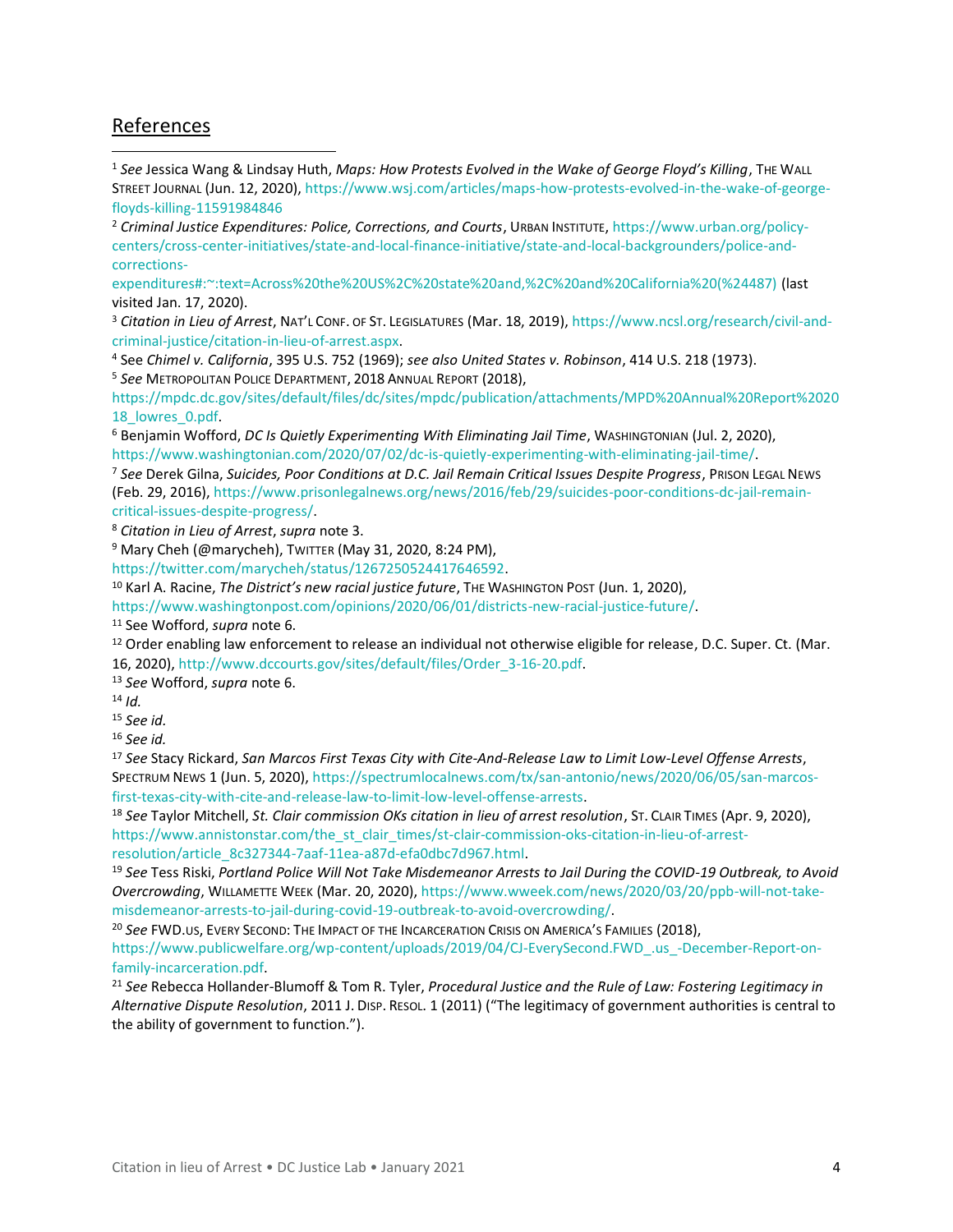## References

[1] *See* Jessica Wang & Lindsay Huth, *Maps: How Protests Evolved in the Wake of George Floyd's Killing*, THE WALL STREET JOURNAL (Jun. 12, 2020), https://www.wsj.com/articles/maps-how-protests-evolved-in-the-wake-of-george-floyds-killing-11591984846

[2] *Criminal Justice Expenditures: Police, Corrections, and Courts*, URBAN INSTITUTE, https://www.urban.org/policy-centers/cross-center-initiatives/state-and-local-finance-initiative/state-and-local-backgrounders/police-and-corrections-expenditures#:~:text=Across%20the%20US%2C%20state%20and,%2C%20and%20California%20(%24487) (last visited Jan. 17, 2020).

[3] *Citation in Lieu of Arrest*, NAT'L CONF. OF ST. LEGISLATURES (Mar. 18, 2019), https://www.ncsl.org/research/civil-and-criminal-justice/citation-in-lieu-of-arrest.aspx.

[4] See *Chimel v. California*, 395 U.S. 752 (1969); *see also United States v. Robinson*, 414 U.S. 218 (1973).

[5] *See* METROPOLITAN POLICE DEPARTMENT, 2018 ANNUAL REPORT (2018), https://mpdc.dc.gov/sites/default/files/dc/sites/mpdc/publication/attachments/MPD%20Annual%20Report%202018_lowres_0.pdf.

[6] Benjamin Wofford, *DC Is Quietly Experimenting With Eliminating Jail Time*, WASHINGTONIAN (Jul. 2, 2020), https://www.washingtonian.com/2020/07/02/dc-is-quietly-experimenting-with-eliminating-jail-time/.

[7] *See* Derek Gilna, *Suicides, Poor Conditions at D.C. Jail Remain Critical Issues Despite Progress*, PRISON LEGAL NEWS (Feb. 29, 2016), https://www.prisonlegalnews.org/news/2016/feb/29/suicides-poor-conditions-dc-jail-remain-critical-issues-despite-progress/.

[8] *Citation in Lieu of Arrest*, *supra* note 3.

[9] Mary Cheh (@marycheh), TWITTER (May 31, 2020, 8:24 PM), https://twitter.com/marycheh/status/1267250524417646592.

[10] Karl A. Racine, *The District's new racial justice future*, THE WASHINGTON POST (Jun. 1, 2020), https://www.washingtonpost.com/opinions/2020/06/01/districts-new-racial-justice-future/.

[11] See Wofford, *supra* note 6.

[12] Order enabling law enforcement to release an individual not otherwise eligible for release, D.C. Super. Ct. (Mar. 16, 2020), http://www.dccourts.gov/sites/default/files/Order_3-16-20.pdf.

[13] *See* Wofford, *supra* note 6.

[14] *Id.*

[15] *See id.*

[16] *See id.*

[17] *See* Stacy Rickard, *San Marcos First Texas City with Cite-And-Release Law to Limit Low-Level Offense Arrests*, SPECTRUM NEWS 1 (Jun. 5, 2020), https://spectrumlocalnews.com/tx/san-antonio/news/2020/06/05/san-marcos-first-texas-city-with-cite-and-release-law-to-limit-low-level-offense-arrests.

[18] *See* Taylor Mitchell, *St. Clair commission OKs citation in lieu of arrest resolution*, ST. CLAIR TIMES (Apr. 9, 2020), https://www.annistonstar.com/the_st_clair_times/st-clair-commission-oks-citation-in-lieu-of-arrest-resolution/article_8c327344-7aaf-11ea-a87d-efa0dbc7d967.html.

[19] *See* Tess Riski, *Portland Police Will Not Take Misdemeanor Arrests to Jail During the COVID-19 Outbreak, to Avoid Overcrowding*, WILLAMETTE WEEK (Mar. 20, 2020), https://www.wweek.com/news/2020/03/20/ppb-will-not-take-misdemeanor-arrests-to-jail-during-covid-19-outbreak-to-avoid-overcrowding/.

[20] *See* FWD.US, EVERY SECOND: THE IMPACT OF THE INCARCERATION CRISIS ON AMERICA'S FAMILIES (2018), https://www.publicwelfare.org/wp-content/uploads/2019/04/CJ-EverySecond.FWD_.us_-December-Report-on-family-incarceration.pdf.

[21] *See* Rebecca Hollander-Blumoff & Tom R. Tyler, *Procedural Justice and the Rule of Law: Fostering Legitimacy in Alternative Dispute Resolution*, 2011 J. DISP. RESOL. 1 (2011) ("The legitimacy of government authorities is central to the ability of government to function.").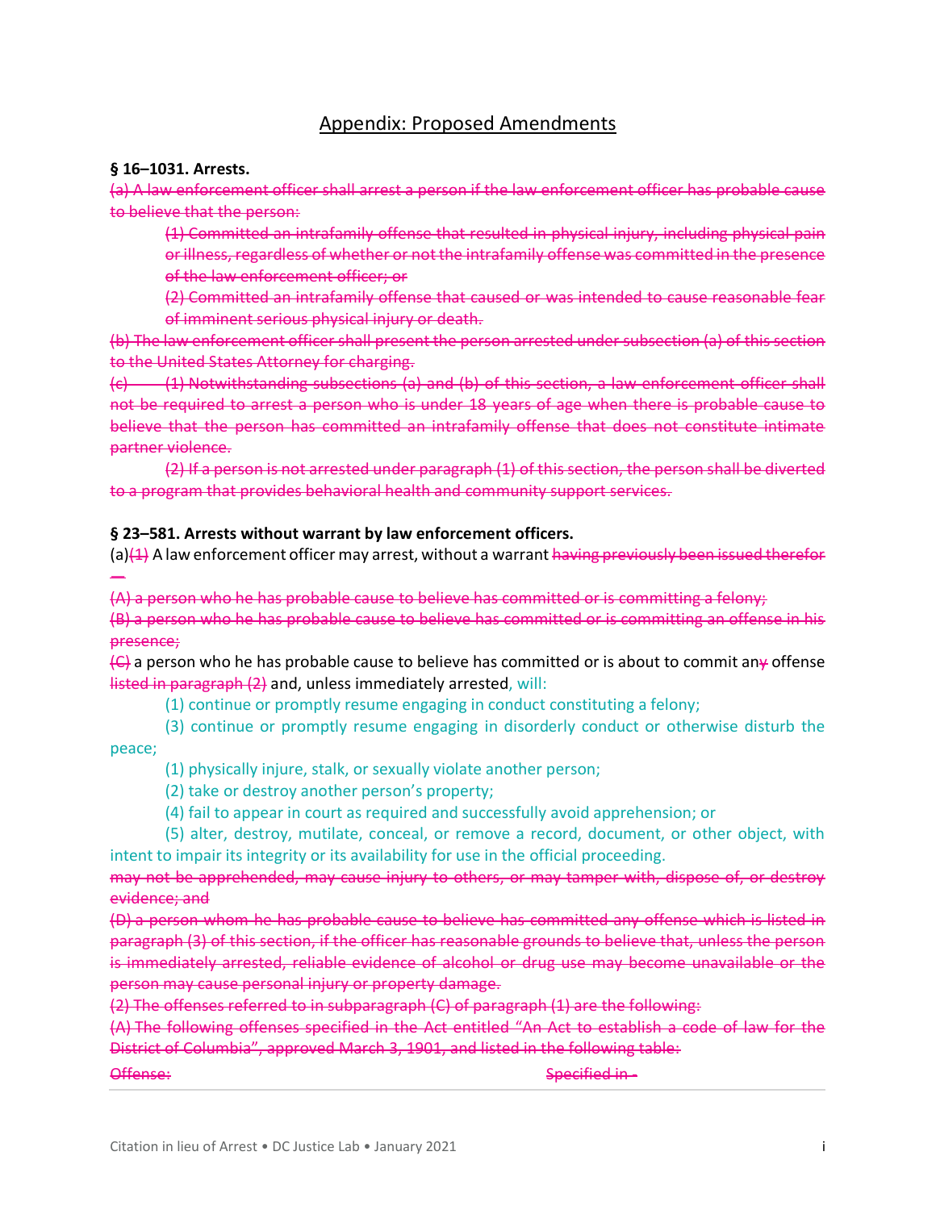## Appendix: Proposed Amendments

**§ 16–1031. Arrests.**

~~(a) A law enforcement officer shall arrest a person if the law enforcement officer has probable cause to believe that the person:~~

> ~~(1) Committed an intrafamily offense that resulted in physical injury, including physical pain or illness, regardless of whether or not the intrafamily offense was committed in the presence of the law enforcement officer; or~~
>
> ~~(2) Committed an intrafamily offense that caused or was intended to cause reasonable fear of imminent serious physical injury or death.~~

~~(b) The law enforcement officer shall present the person arrested under subsection (a) of this section to the United States Attorney for charging.~~

~~(c) (1) Notwithstanding subsections (a) and (b) of this section, a law enforcement officer shall not be required to arrest a person who is under 18 years of age when there is probable cause to believe that the person has committed an intrafamily offense that does not constitute intimate partner violence.~~

~~(2) If a person is not arrested under paragraph (1) of this section, the person shall be diverted to a program that provides behavioral health and community support services.~~

**§ 23–581. Arrests without warrant by law enforcement officers.**

(a)~~(1)~~ A law enforcement officer may arrest, without a warrant ~~having previously been issued therefor —~~

~~(A) a person who he has probable cause to believe has committed or is committing a felony;~~

~~(B) a person who he has probable cause to believe has committed or is committing an offense in his presence;~~

~~(C)~~ a person who he has probable cause to believe has committed or is about to commit an~~y~~ offense ~~listed in paragraph (2)~~ and, unless immediately arrested, will:

> (1) continue or promptly resume engaging in conduct constituting a felony;
>
> (3) continue or promptly resume engaging in disorderly conduct or otherwise disturb the peace;
>
> (1) physically injure, stalk, or sexually violate another person;
>
> (2) take or destroy another person's property;
>
> (4) fail to appear in court as required and successfully avoid apprehension; or
>
> (5) alter, destroy, mutilate, conceal, or remove a record, document, or other object, with intent to impair its integrity or its availability for use in the official proceeding.

~~may not be apprehended, may cause injury to others, or may tamper with, dispose of, or destroy evidence; and~~

~~(D) a person whom he has probable cause to believe has committed any offense which is listed in paragraph (3) of this section, if the officer has reasonable grounds to believe that, unless the person is immediately arrested, reliable evidence of alcohol or drug use may become unavailable or the person may cause personal injury or property damage.~~

~~(2) The offenses referred to in subparagraph (C) of paragraph (1) are the following:~~

~~(A) The following offenses specified in the Act entitled "An Act to establish a code of law for the District of Columbia", approved March 3, 1901, and listed in the following table:~~

| ~~Offense:~~ | ~~Specified in -~~ |
| --- | --- |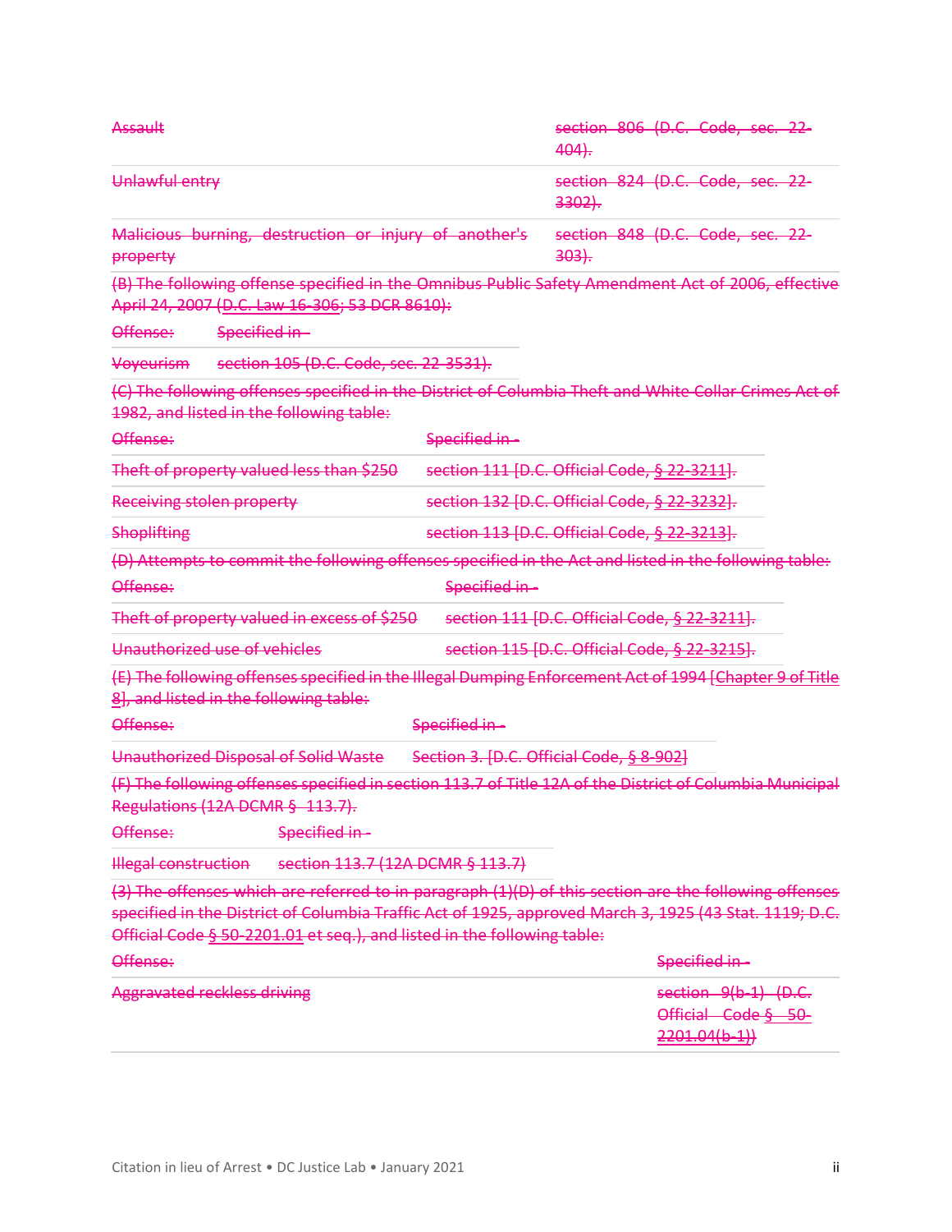| Assault | section 806 (D.C. Code, sec. 22-404). |
|---|---|
| Unlawful entry | section 824 (D.C. Code, sec. 22-3302). |
| Malicious burning, destruction or injury of another's property | section 848 (D.C. Code, sec. 22-303). |

(B) The following offense specified in the Omnibus Public Safety Amendment Act of 2006, effective April 24, 2007 (D.C. Law 16-306; 53 DCR 8610):

| Offense: | Specified in - |
|---|---|
| Voyeurism | section 105 (D.C. Code, sec. 22-3531). |

(C) The following offenses specified in the District of Columbia Theft and White Collar Crimes Act of 1982, and listed in the following table:

| Offense: | Specified in - |
|---|---|
| Theft of property valued less than $250 | section 111 [D.C. Official Code, § 22-3211]. |
| Receiving stolen property | section 132 [D.C. Official Code, § 22-3232]. |
| Shoplifting | section 113 [D.C. Official Code, § 22-3213]. |

(D) Attempts to commit the following offenses specified in the Act and listed in the following table:

| Offense: | Specified in - |
|---|---|
| Theft of property valued in excess of $250 | section 111 [D.C. Official Code, § 22-3211]. |
| Unauthorized use of vehicles | section 115 [D.C. Official Code, § 22-3215]. |

(E) The following offenses specified in the Illegal Dumping Enforcement Act of 1994 [Chapter 9 of Title 8], and listed in the following table:

| Offense: | Specified in - |
|---|---|
| Unauthorized Disposal of Solid Waste | Section 3. [D.C. Official Code, § 8-902] |

(F) The following offenses specified in section 113.7 of Title 12A of the District of Columbia Municipal Regulations (12A DCMR § 113.7).

| Offense: | Specified in - |
|---|---|
| Illegal construction | section 113.7 (12A DCMR § 113.7) |

(3) The offenses which are referred to in paragraph (1)(D) of this section are the following offenses specified in the District of Columbia Traffic Act of 1925, approved March 3, 1925 (43 Stat. 1119; D.C. Official Code § 50-2201.01 et seq.), and listed in the following table:

| Offense: | Specified in - |
|---|---|
| Aggravated reckless driving | section 9(b-1) (D.C. Official Code § 50-2201.04(b-1)) |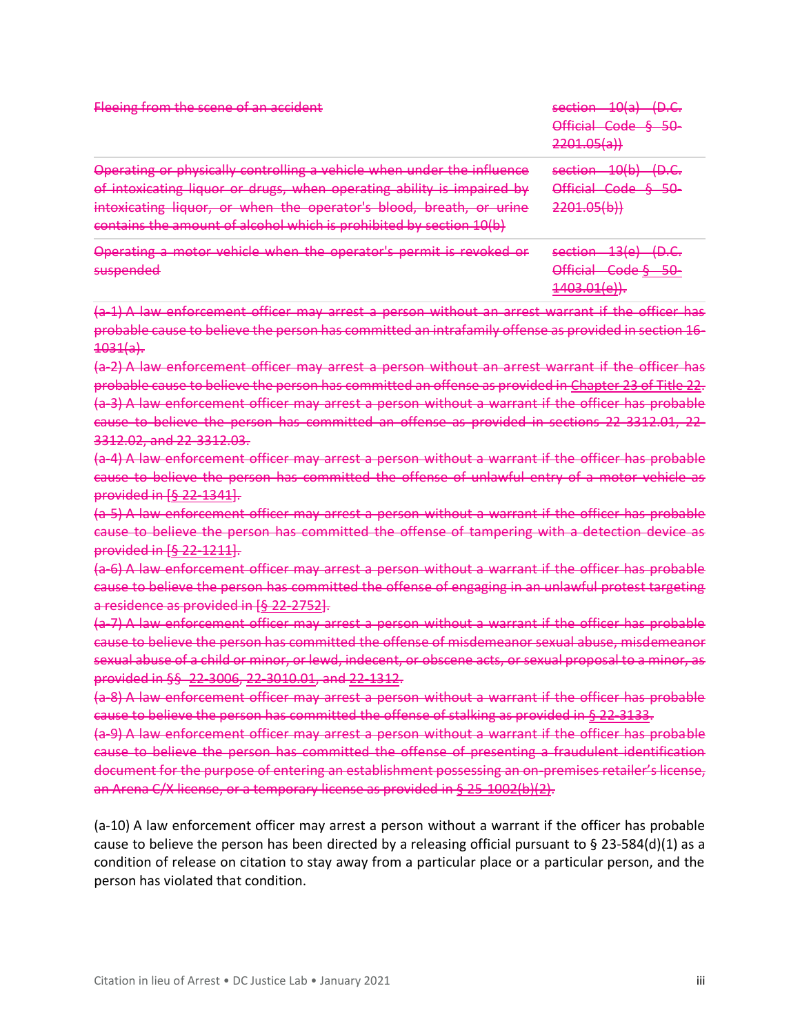| ~~Fleeing from the scene of an accident~~ | ~~section 10(a) (D.C. Official Code § 50-2201.05(a))~~ |
| --- | --- |
| ~~Operating or physically controlling a vehicle when under the influence of intoxicating liquor or drugs, when operating ability is impaired by intoxicating liquor, or when the operator's blood, breath, or urine contains the amount of alcohol which is prohibited by section 10(b)~~ | ~~section 10(b) (D.C. Official Code § 50-2201.05(b))~~ |
| ~~Operating a motor vehicle when the operator's permit is revoked or suspended~~ | ~~section 13(e) (D.C. Official Code § 50-1403.01(e)).~~ |

~~(a-1) A law enforcement officer may arrest a person without an arrest warrant if the officer has probable cause to believe the person has committed an intrafamily offense as provided in section 16-1031(a).~~

~~(a-2) A law enforcement officer may arrest a person without an arrest warrant if the officer has probable cause to believe the person has committed an offense as provided in Chapter 23 of Title 22.~~

~~(a-3) A law enforcement officer may arrest a person without a warrant if the officer has probable cause to believe the person has committed an offense as provided in sections 22-3312.01, 22-3312.02, and 22-3312.03.~~

~~(a-4) A law enforcement officer may arrest a person without a warrant if the officer has probable cause to believe the person has committed the offense of unlawful entry of a motor vehicle as provided in [§ 22-1341].~~

~~(a-5) A law enforcement officer may arrest a person without a warrant if the officer has probable cause to believe the person has committed the offense of tampering with a detection device as provided in [§ 22-1211].~~

~~(a-6) A law enforcement officer may arrest a person without a warrant if the officer has probable cause to believe the person has committed the offense of engaging in an unlawful protest targeting a residence as provided in [§ 22-2752].~~

~~(a-7) A law enforcement officer may arrest a person without a warrant if the officer has probable cause to believe the person has committed the offense of misdemeanor sexual abuse, misdemeanor sexual abuse of a child or minor, or lewd, indecent, or obscene acts, or sexual proposal to a minor, as provided in §§ 22-3006, 22-3010.01, and 22-1312.~~

~~(a-8) A law enforcement officer may arrest a person without a warrant if the officer has probable cause to believe the person has committed the offense of stalking as provided in § 22-3133.~~

~~(a-9) A law enforcement officer may arrest a person without a warrant if the officer has probable cause to believe the person has committed the offense of presenting a fraudulent identification document for the purpose of entering an establishment possessing an on-premises retailer's license, an Arena C/X license, or a temporary license as provided in § 25-1002(b)(2).~~

(a-10) A law enforcement officer may arrest a person without a warrant if the officer has probable cause to believe the person has been directed by a releasing official pursuant to § 23-584(d)(1) as a condition of release on citation to stay away from a particular place or a particular person, and the person has violated that condition.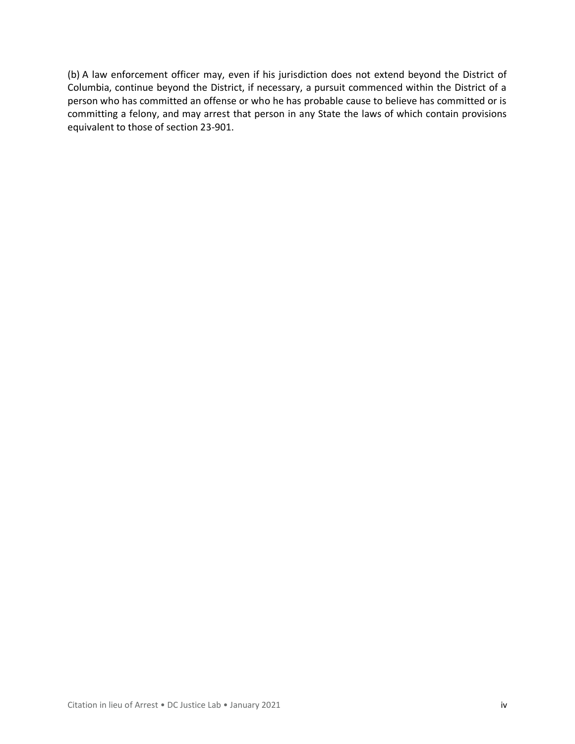(b) A law enforcement officer may, even if his jurisdiction does not extend beyond the District of Columbia, continue beyond the District, if necessary, a pursuit commenced within the District of a person who has committed an offense or who he has probable cause to believe has committed or is committing a felony, and may arrest that person in any State the laws of which contain provisions equivalent to those of section 23-901.